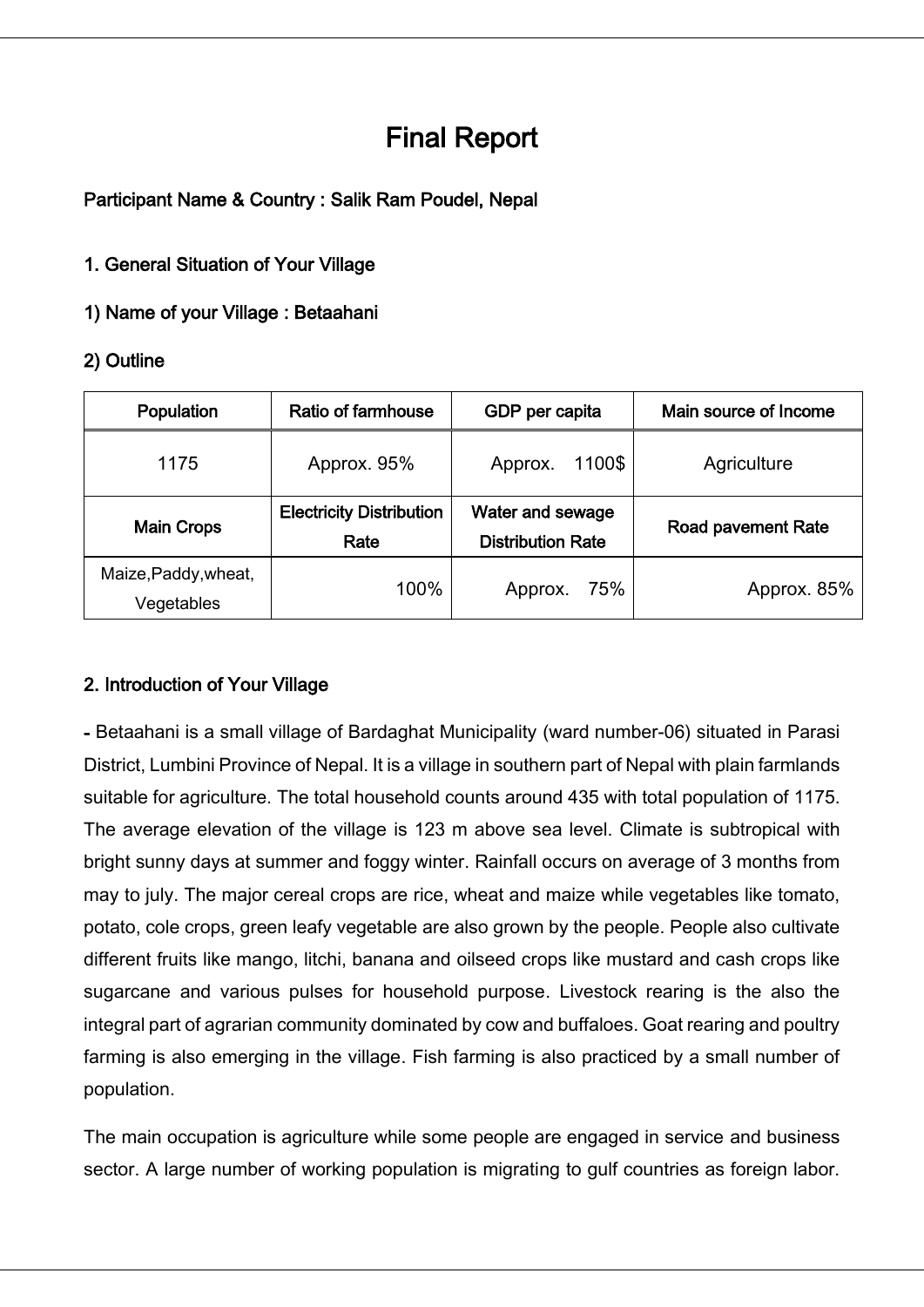# Final Report

**Participant Name & Country : Salik Ram Poudel, Nepal**

## 1. General Situation of Your Village

### 1) Name of your Village : Betaahani

### 2) Outline

| Population | Ratio of farmhouse | GDP per capita | Main source of Income |
|---|---|---|---|
| 1175 | Approx. 95% | Approx. 1100$ | Agriculture |
| **Main Crops** | **Electricity Distribution Rate** | **Water and sewage Distribution Rate** | **Road pavement Rate** |
| Maize,Paddy,wheat, Vegetables | 100% | Approx. 75% | Approx. 85% |

## 2. Introduction of Your Village

- Betaahani is a small village of Bardaghat Municipality (ward number-06) situated in Parasi District, Lumbini Province of Nepal. It is a village in southern part of Nepal with plain farmlands suitable for agriculture. The total household counts around 435 with total population of 1175. The average elevation of the village is 123 m above sea level. Climate is subtropical with bright sunny days at summer and foggy winter. Rainfall occurs on average of 3 months from may to july. The major cereal crops are rice, wheat and maize while vegetables like tomato, potato, cole crops, green leafy vegetable are also grown by the people. People also cultivate different fruits like mango, litchi, banana and oilseed crops like mustard and cash crops like sugarcane and various pulses for household purpose. Livestock rearing is the also the integral part of agrarian community dominated by cow and buffaloes. Goat rearing and poultry farming is also emerging in the village. Fish farming is also practiced by a small number of population.

The main occupation is agriculture while some people are engaged in service and business sector. A large number of working population is migrating to gulf countries as foreign labor.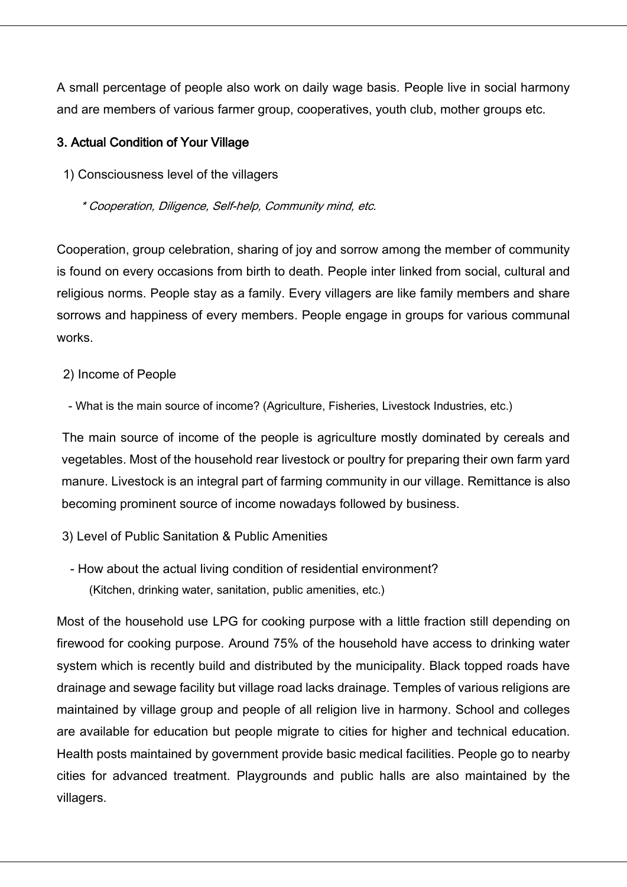A small percentage of people also work on daily wage basis. People live in social harmony and are members of various farmer group, cooperatives, youth club, mother groups etc.

### 3. Actual Condition of Your Village

1) Consciousness level of the villagers

*\* Cooperation, Diligence, Self-help, Community mind, etc.*

Cooperation, group celebration, sharing of joy and sorrow among the member of community is found on every occasions from birth to death. People inter linked from social, cultural and religious norms. People stay as a family. Every villagers are like family members and share sorrows and happiness of every members. People engage in groups for various communal works.

2) Income of People

- What is the main source of income? (Agriculture, Fisheries, Livestock Industries, etc.)

The main source of income of the people is agriculture mostly dominated by cereals and vegetables. Most of the household rear livestock or poultry for preparing their own farm yard manure. Livestock is an integral part of farming community in our village. Remittance is also becoming prominent source of income nowadays followed by business.

3) Level of Public Sanitation & Public Amenities

- How about the actual living condition of residential environment?
  (Kitchen, drinking water, sanitation, public amenities, etc.)

Most of the household use LPG for cooking purpose with a little fraction still depending on firewood for cooking purpose. Around 75% of the household have access to drinking water system which is recently build and distributed by the municipality. Black topped roads have drainage and sewage facility but village road lacks drainage. Temples of various religions are maintained by village group and people of all religion live in harmony. School and colleges are available for education but people migrate to cities for higher and technical education. Health posts maintained by government provide basic medical facilities. People go to nearby cities for advanced treatment. Playgrounds and public halls are also maintained by the villagers.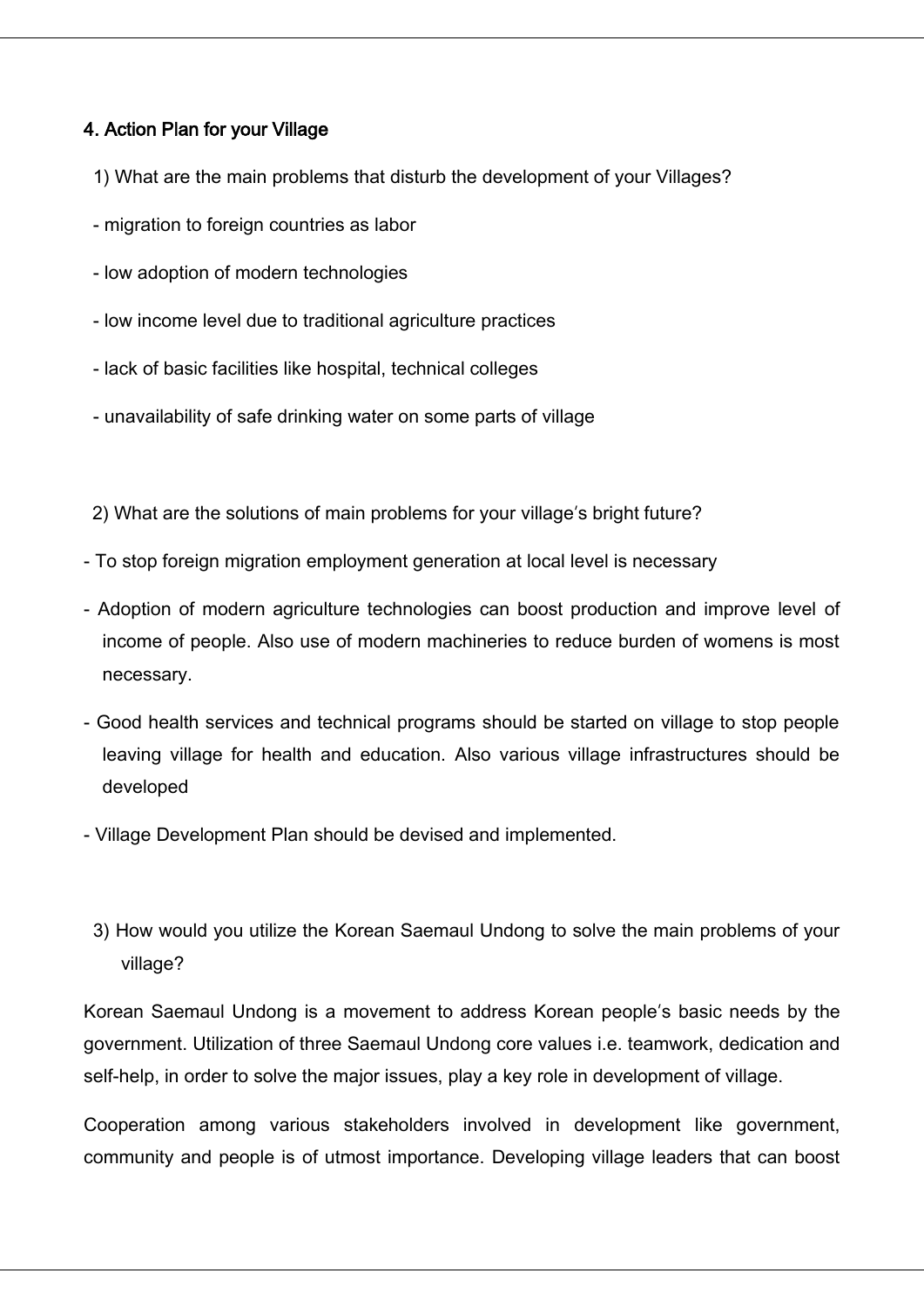## 4. Action Plan for your Village

1) What are the main problems that disturb the development of your Villages?

- migration to foreign countries as labor
- low adoption of modern technologies
- low income level due to traditional agriculture practices
- lack of basic facilities like hospital, technical colleges
- unavailability of safe drinking water on some parts of village

2) What are the solutions of main problems for your village's bright future?

- To stop foreign migration employment generation at local level is necessary
- Adoption of modern agriculture technologies can boost production and improve level of income of people. Also use of modern machineries to reduce burden of womens is most necessary.
- Good health services and technical programs should be started on village to stop people leaving village for health and education. Also various village infrastructures should be developed
- Village Development Plan should be devised and implemented.

3) How would you utilize the Korean Saemaul Undong to solve the main problems of your village?

Korean Saemaul Undong is a movement to address Korean people's basic needs by the government. Utilization of three Saemaul Undong core values i.e. teamwork, dedication and self-help, in order to solve the major issues, play a key role in development of village.

Cooperation among various stakeholders involved in development like government, community and people is of utmost importance. Developing village leaders that can boost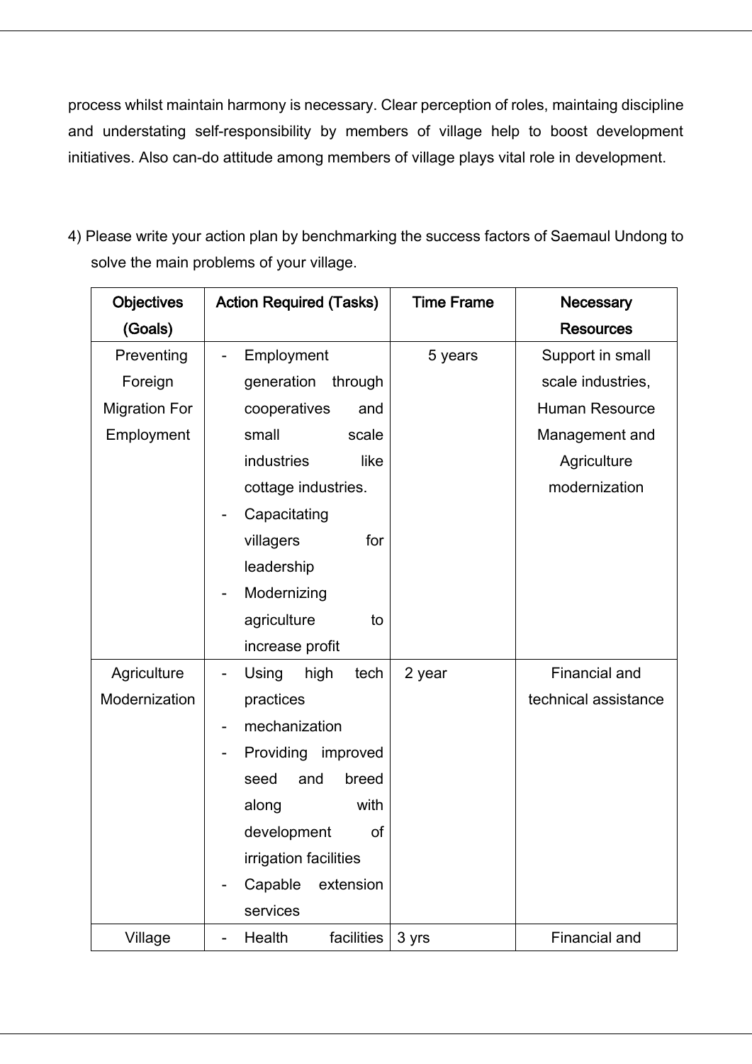process whilst maintain harmony is necessary. Clear perception of roles, maintaing discipline and understating self-responsibility by members of village help to boost development initiatives. Also can-do attitude among members of village plays vital role in development.

4) Please write your action plan by benchmarking the success factors of Saemaul Undong to solve the main problems of your village.

| Objectives (Goals) | Action Required (Tasks) | Time Frame | Necessary Resources |
|---|---|---|---|
| Preventing Foreign Migration For Employment | - Employment generation through cooperatives and small scale industries like cottage industries.<br>- Capacitating villagers for leadership<br>- Modernizing agriculture to increase profit | 5 years | Support in small scale industries, Human Resource Management and Agriculture modernization |
| Agriculture Modernization | - Using high tech practices<br>- mechanization<br>- Providing improved seed and breed along with development of irrigation facilities<br>- Capable extension services | 2 year | Financial and technical assistance |
| Village | - Health facilities | 3 yrs | Financial and |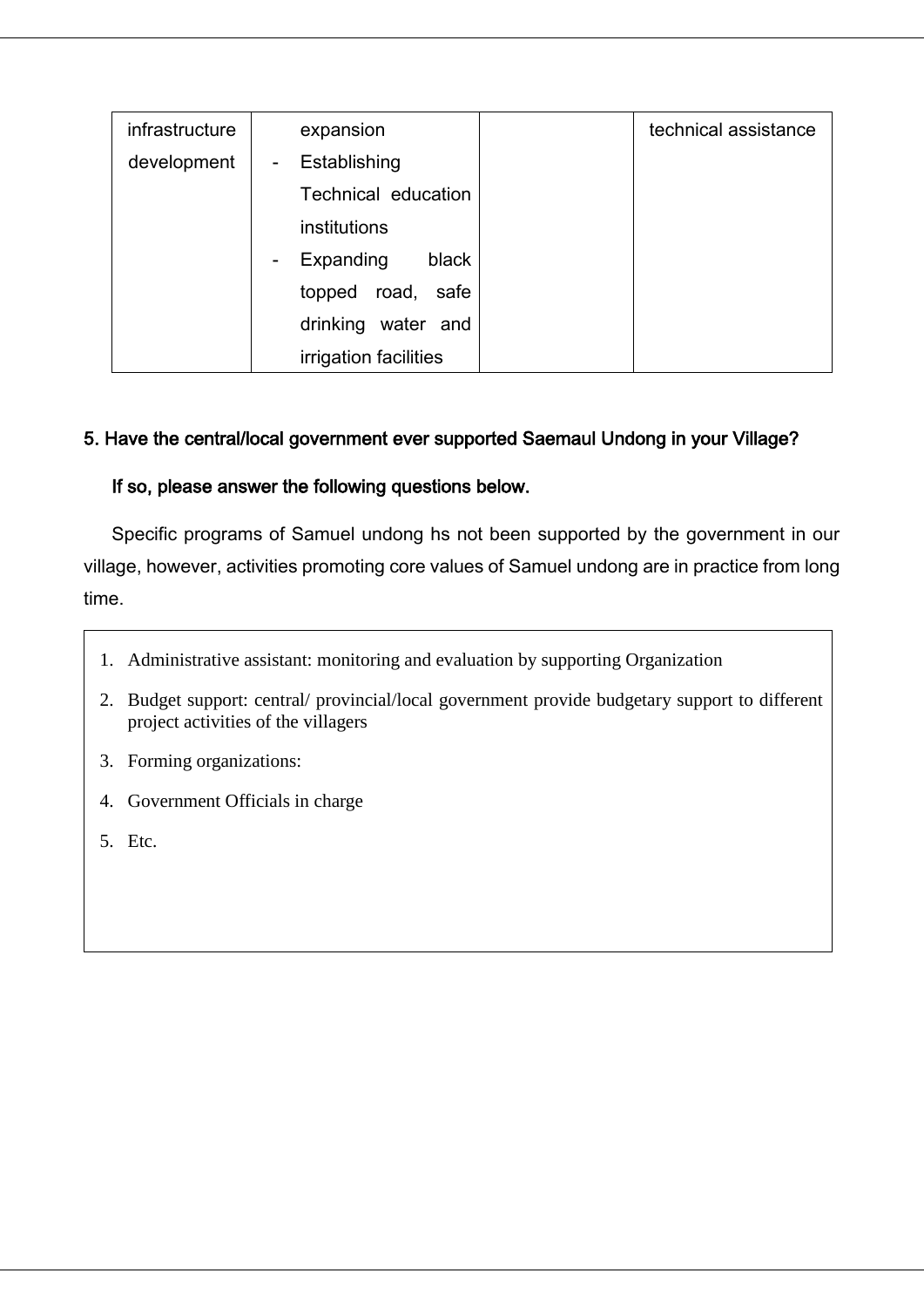| | | | |
|---|---|---|---|
| infrastructure development | expansion<br>- Establishing Technical education institutions<br>- Expanding black topped road, safe drinking water and irrigation facilities | | technical assistance |

**5. Have the central/local government ever supported Saemaul Undong in your Village?**

**If so, please answer the following questions below.**

Specific programs of Samuel undong hs not been supported by the government in our village, however, activities promoting core values of Samuel undong are in practice from long time.

1. Administrative assistant: monitoring and evaluation by supporting Organization
2. Budget support: central/ provincial/local government provide budgetary support to different project activities of the villagers
3. Forming organizations:
4. Government Officials in charge
5. Etc.